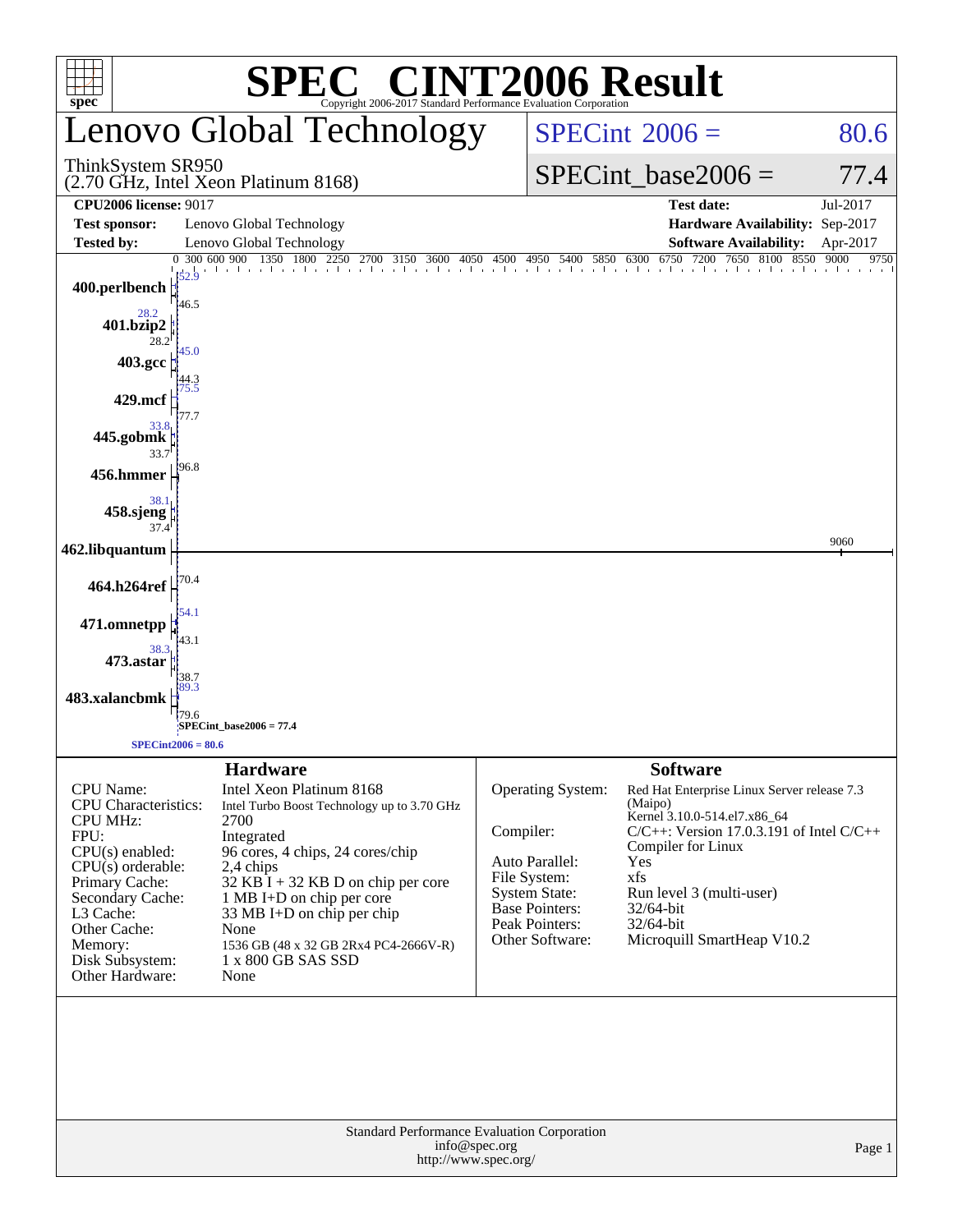# SPEC® CINT2006 Result

Copyright 2006-2017 Standard Performance Evaluation Corporation

## Lenovo Global Technology

ThinkSystem SR950
(2.70 GHz, Intel Xeon Platinum 8168)

SPECint 2006 = 80.6

SPECint_base2006 = 77.4

| | | | |
|---|---|---|---|
| **CPU2006 license:** 9017 | | **Test date:** | Jul-2017 |
| **Test sponsor:** | Lenovo Global Technology | **Hardware Availability:** | Sep-2017 |
| **Tested by:** | Lenovo Global Technology | **Software Availability:** | Apr-2017 |

| Benchmark | Peak | Base |
|---|---|---|
| 400.perlbench | 52.9 | 46.5 |
| 401.bzip2 | 28.2 | 28.2 |
| 403.gcc | 45.0 | 44.3 |
| 429.mcf | 75.5 | 77.7 |
| 445.gobmk | 33.8 | 33.7 |
| 456.hmmer | | 96.8 |
| 458.sjeng | 38.1 | 37.4 |
| 462.libquantum | | 9060 |
| 464.h264ref | | 70.4 |
| 471.omnetpp | 54.1 | 43.1 |
| 473.astar | 38.3 | 38.7 |
| 483.xalancbmk | 89.3 | 79.6 |

SPECint_base2006 = 77.4

SPECint2006 = 80.6

### Hardware

| | |
|---|---|
| CPU Name: | Intel Xeon Platinum 8168 |
| CPU Characteristics: | Intel Turbo Boost Technology up to 3.70 GHz |
| CPU MHz: | 2700 |
| FPU: | Integrated |
| CPU(s) enabled: | 96 cores, 4 chips, 24 cores/chip |
| CPU(s) orderable: | 2,4 chips |
| Primary Cache: | 32 KB I + 32 KB D on chip per core |
| Secondary Cache: | 1 MB I+D on chip per core |
| L3 Cache: | 33 MB I+D on chip per chip |
| Other Cache: | None |
| Memory: | 1536 GB (48 x 32 GB 2Rx4 PC4-2666V-R) |
| Disk Subsystem: | 1 x 800 GB SAS SSD |
| Other Hardware: | None |

### Software

| | |
|---|---|
| Operating System: | Red Hat Enterprise Linux Server release 7.3 (Maipo) Kernel 3.10.0-514.el7.x86_64 |
| Compiler: | C/C++: Version 17.0.3.191 of Intel C/C++ Compiler for Linux |
| Auto Parallel: | Yes |
| File System: | xfs |
| System State: | Run level 3 (multi-user) |
| Base Pointers: | 32/64-bit |
| Peak Pointers: | 32/64-bit |
| Other Software: | Microquill SmartHeap V10.2 |

Standard Performance Evaluation Corporation
info@spec.org
http://www.spec.org/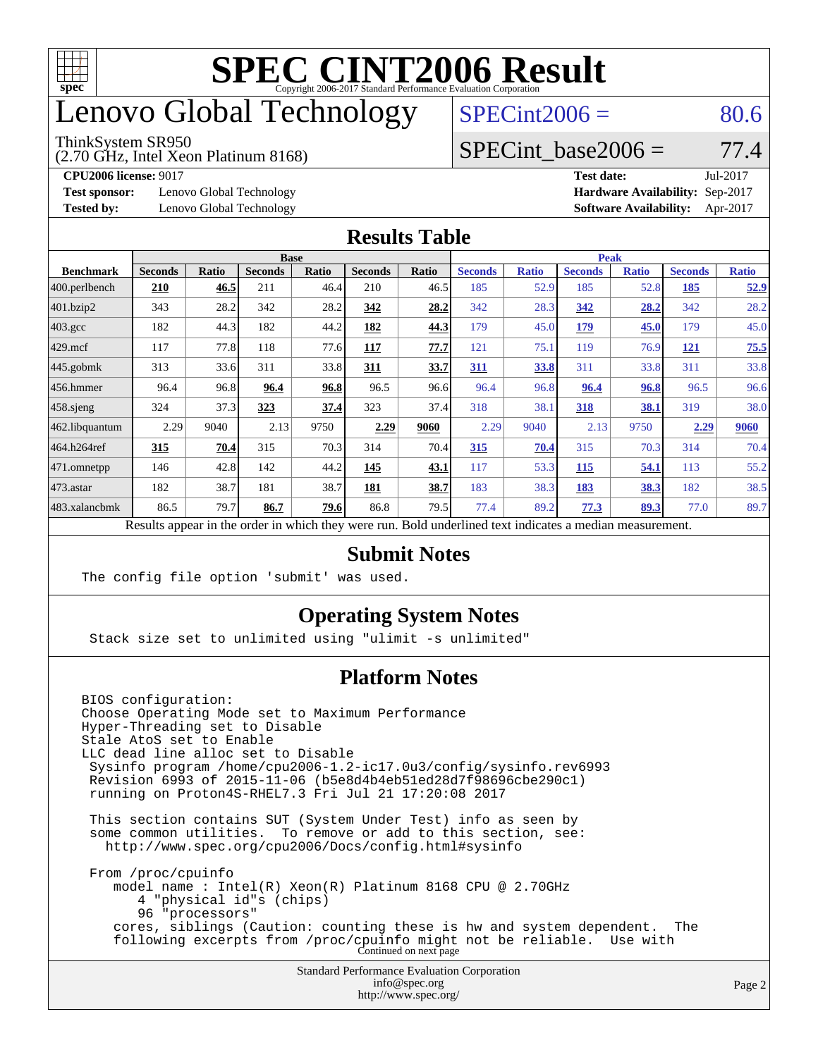# SPEC CINT2006 Result

Copyright 2006-2017 Standard Performance Evaluation Corporation

## Lenovo Global Technology

ThinkSystem SR950
(2.70 GHz, Intel Xeon Platinum 8168)

SPECint2006 = 80.6

SPECint_base2006 = 77.4

**CPU2006 license:** 9017
**Test sponsor:** Lenovo Global Technology
**Tested by:** Lenovo Global Technology

**Test date:** Jul-2017
**Hardware Availability:** Sep-2017
**Software Availability:** Apr-2017

## Results Table

| Benchmark | Base | | | | | | Peak | | | | | |
|---|---|---|---|---|---|---|---|---|---|---|---|---|
| | Seconds | Ratio | Seconds | Ratio | Seconds | Ratio | Seconds | Ratio | Seconds | Ratio | Seconds | Ratio |
| 400.perlbench | **210** | **46.5** | 211 | 46.4 | 210 | 46.5 | 185 | 52.9 | 185 | 52.8 | **185** | **52.9** |
| 401.bzip2 | 343 | 28.2 | 342 | 28.2 | **342** | **28.2** | 342 | 28.3 | **342** | **28.2** | 342 | 28.2 |
| 403.gcc | 182 | 44.3 | 182 | 44.2 | **182** | **44.3** | 179 | 45.0 | **179** | **45.0** | 179 | 45.0 |
| 429.mcf | 117 | 77.8 | 118 | 77.6 | **117** | **77.7** | 121 | 75.1 | 119 | 76.9 | **121** | **75.5** |
| 445.gobmk | 313 | 33.6 | 311 | 33.8 | **311** | **33.7** | **311** | **33.8** | 311 | 33.8 | 311 | 33.8 |
| 456.hmmer | 96.4 | 96.8 | **96.4** | **96.8** | 96.5 | 96.6 | 96.4 | 96.8 | **96.4** | **96.8** | 96.5 | 96.6 |
| 458.sjeng | 324 | 37.3 | **323** | **37.4** | 323 | 37.4 | 318 | 38.1 | **318** | **38.1** | 319 | 38.0 |
| 462.libquantum | 2.29 | 9040 | 2.13 | 9750 | **2.29** | **9060** | 2.29 | 9040 | 2.13 | 9750 | **2.29** | **9060** |
| 464.h264ref | **315** | **70.4** | 315 | 70.3 | 314 | 70.4 | **315** | **70.4** | 315 | 70.3 | 314 | 70.4 |
| 471.omnetpp | 146 | 42.8 | 142 | 44.2 | **145** | **43.1** | 117 | 53.3 | **115** | **54.1** | 113 | 55.2 |
| 473.astar | 182 | 38.7 | 181 | 38.7 | **181** | **38.7** | 183 | 38.3 | **183** | **38.3** | 182 | 38.5 |
| 483.xalancbmk | 86.5 | 79.7 | **86.7** | **79.6** | 86.8 | 79.5 | 77.4 | 89.2 | **77.3** | **89.3** | 77.0 | 89.7 |

Results appear in the order in which they were run. Bold underlined text indicates a median measurement.

## Submit Notes

```
The config file option 'submit' was used.
```

## Operating System Notes

```
Stack size set to unlimited using "ulimit -s unlimited"
```

## Platform Notes

```
BIOS configuration:
Choose Operating Mode set to Maximum Performance
Hyper-Threading set to Disable
Stale AtoS set to Enable
LLC dead line alloc set to Disable
 Sysinfo program /home/cpu2006-1.2-ic17.0u3/config/sysinfo.rev6993
 Revision 6993 of 2015-11-06 (b5e8d4b4eb51ed28d7f98696cbe290c1)
 running on Proton4S-RHEL7.3 Fri Jul 21 17:20:08 2017

 This section contains SUT (System Under Test) info as seen by
 some common utilities.  To remove or add to this section, see:
   http://www.spec.org/cpu2006/Docs/config.html#sysinfo

 From /proc/cpuinfo
    model name : Intel(R) Xeon(R) Platinum 8168 CPU @ 2.70GHz
       4 "physical id"s (chips)
       96 "processors"
    cores, siblings (Caution: counting these is hw and system dependent.  The
    following excerpts from /proc/cpuinfo might not be reliable.  Use with
```

Continued on next page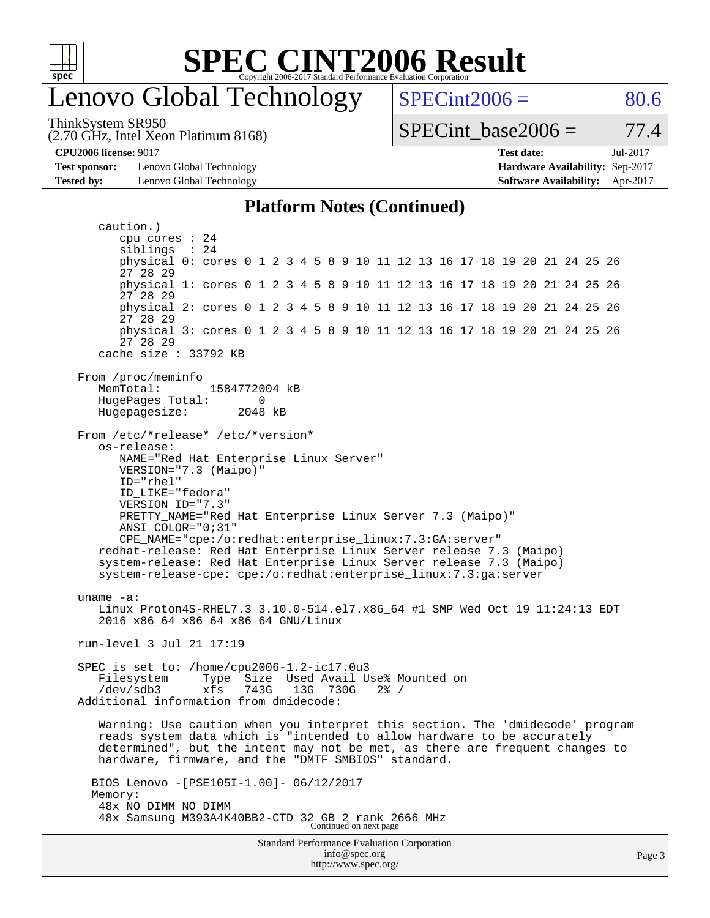## Platform Notes (Continued)

```
   caution.)
      cpu cores : 24
      siblings  : 24
      physical 0: cores 0 1 2 3 4 5 8 9 10 11 12 13 16 17 18 19 20 21 24 25 26
      27 28 29
      physical 1: cores 0 1 2 3 4 5 8 9 10 11 12 13 16 17 18 19 20 21 24 25 26
      27 28 29
      physical 2: cores 0 1 2 3 4 5 8 9 10 11 12 13 16 17 18 19 20 21 24 25 26
      27 28 29
      physical 3: cores 0 1 2 3 4 5 8 9 10 11 12 13 16 17 18 19 20 21 24 25 26
      27 28 29
   cache size : 33792 KB

From /proc/meminfo
   MemTotal:       1584772004 kB
   HugePages_Total:       0
   Hugepagesize:       2048 kB

From /etc/*release* /etc/*version*
   os-release:
      NAME="Red Hat Enterprise Linux Server"
      VERSION="7.3 (Maipo)"
      ID="rhel"
      ID_LIKE="fedora"
      VERSION_ID="7.3"
      PRETTY_NAME="Red Hat Enterprise Linux Server 7.3 (Maipo)"
      ANSI_COLOR="0;31"
      CPE_NAME="cpe:/o:redhat:enterprise_linux:7.3:GA:server"
   redhat-release: Red Hat Enterprise Linux Server release 7.3 (Maipo)
   system-release: Red Hat Enterprise Linux Server release 7.3 (Maipo)
   system-release-cpe: cpe:/o:redhat:enterprise_linux:7.3:ga:server

uname -a:
   Linux Proton4S-RHEL7.3 3.10.0-514.el7.x86_64 #1 SMP Wed Oct 19 11:24:13 EDT
   2016 x86_64 x86_64 x86_64 GNU/Linux

run-level 3 Jul 21 17:19

SPEC is set to: /home/cpu2006-1.2-ic17.0u3
   Filesystem     Type  Size  Used Avail Use% Mounted on
   /dev/sdb3      xfs   743G   13G  730G   2% /
Additional information from dmidecode:

   Warning: Use caution when you interpret this section. The 'dmidecode' program
   reads system data which is "intended to allow hardware to be accurately
   determined", but the intent may not be met, as there are frequent changes to
   hardware, firmware, and the "DMTF SMBIOS" standard.

  BIOS Lenovo -[PSE105I-1.00]- 06/12/2017
  Memory:
   48x NO DIMM NO DIMM
   48x Samsung M393A4K40BB2-CTD 32 GB 2 rank 2666 MHz
```

Continued on next page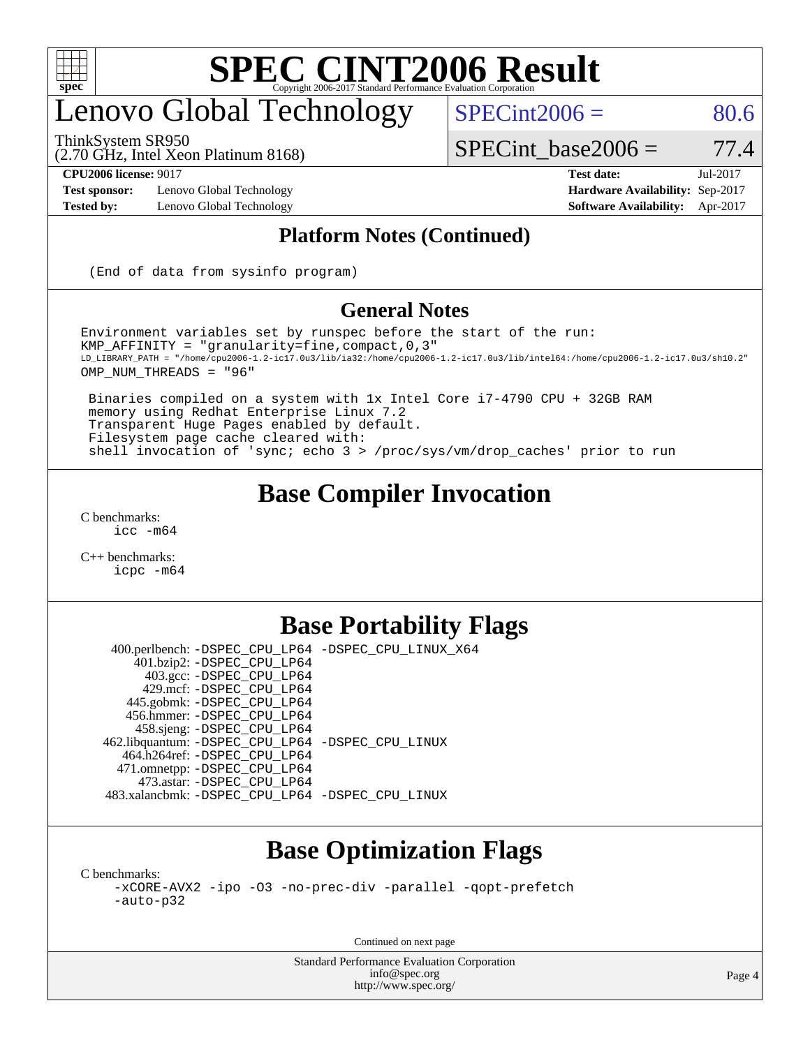# SPEC CINT2006 Result

Copyright 2006-2017 Standard Performance Evaluation Corporation

## Lenovo Global Technology

ThinkSystem SR950
(2.70 GHz, Intel Xeon Platinum 8168)

SPECint2006 = 80.6

SPECint_base2006 = 77.4

**CPU2006 license:** 9017
**Test sponsor:** Lenovo Global Technology
**Tested by:** Lenovo Global Technology

**Test date:** Jul-2017
**Hardware Availability:** Sep-2017
**Software Availability:** Apr-2017

## Platform Notes (Continued)

```
(End of data from sysinfo program)
```

## General Notes

```
Environment variables set by runspec before the start of the run:
KMP_AFFINITY = "granularity=fine,compact,0,3"
LD_LIBRARY_PATH = "/home/cpu2006-1.2-ic17.0u3/lib/ia32:/home/cpu2006-1.2-ic17.0u3/lib/intel64:/home/cpu2006-1.2-ic17.0u3/sh10.2"
OMP_NUM_THREADS = "96"

 Binaries compiled on a system with 1x Intel Core i7-4790 CPU + 32GB RAM
 memory using Redhat Enterprise Linux 7.2
 Transparent Huge Pages enabled by default.
 Filesystem page cache cleared with:
 shell invocation of 'sync; echo 3 > /proc/sys/vm/drop_caches' prior to run
```

## Base Compiler Invocation

C benchmarks:
```
icc -m64
```

C++ benchmarks:
```
icpc -m64
```

## Base Portability Flags

```
   400.perlbench: -DSPEC_CPU_LP64 -DSPEC_CPU_LINUX_X64
       401.bzip2: -DSPEC_CPU_LP64
         403.gcc: -DSPEC_CPU_LP64
         429.mcf: -DSPEC_CPU_LP64
       445.gobmk: -DSPEC_CPU_LP64
       456.hmmer: -DSPEC_CPU_LP64
       458.sjeng: -DSPEC_CPU_LP64
  462.libquantum: -DSPEC_CPU_LP64 -DSPEC_CPU_LINUX
     464.h264ref: -DSPEC_CPU_LP64
     471.omnetpp: -DSPEC_CPU_LP64
       473.astar: -DSPEC_CPU_LP64
  483.xalancbmk: -DSPEC_CPU_LP64 -DSPEC_CPU_LINUX
```

## Base Optimization Flags

C benchmarks:
```
-xCORE-AVX2 -ipo -O3 -no-prec-div -parallel -qopt-prefetch
-auto-p32
```

Continued on next page

Standard Performance Evaluation Corporation
info@spec.org
http://www.spec.org/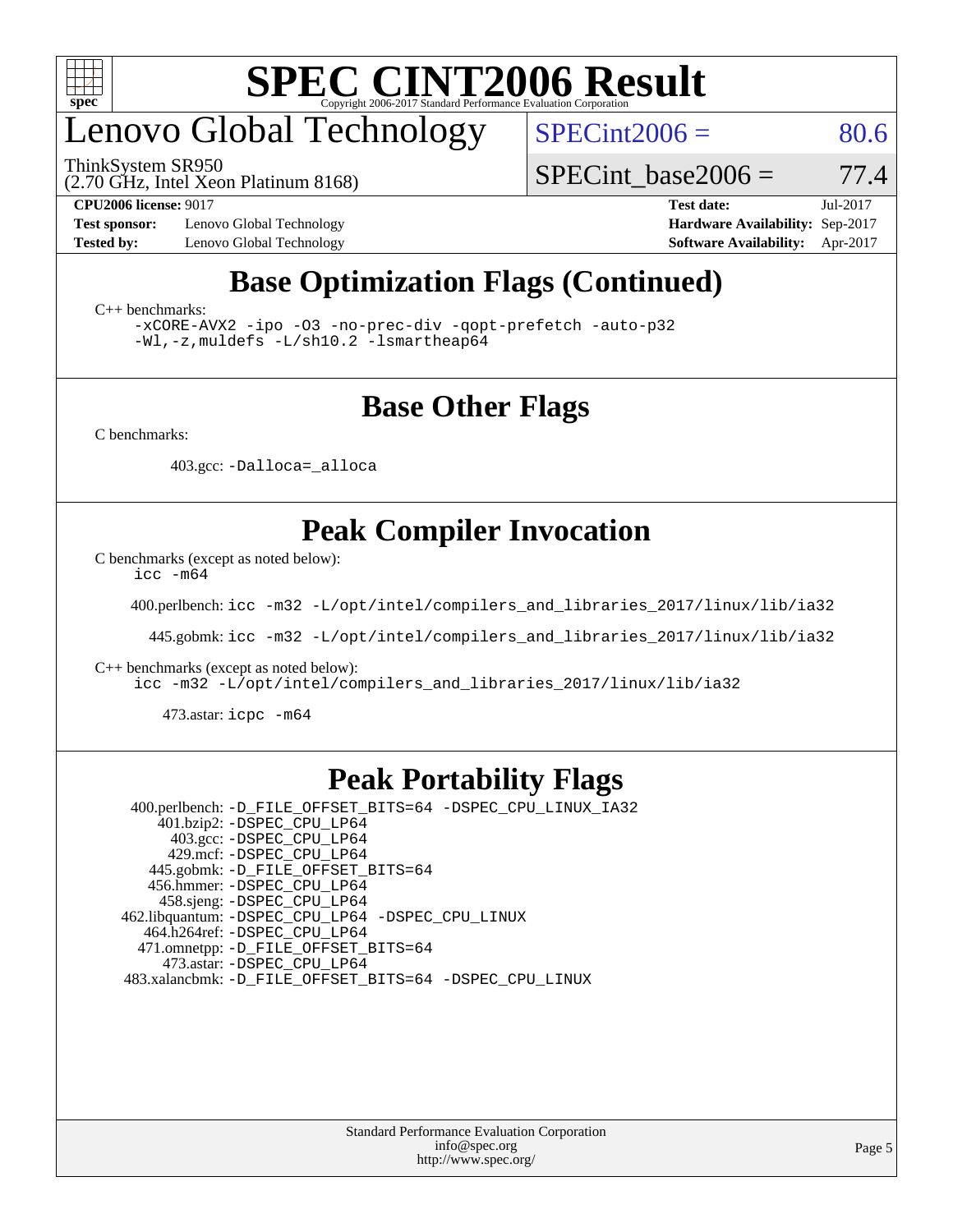# Lenovo Global Technology

ThinkSystem SR950
(2.70 GHz, Intel Xeon Platinum 8168)

SPECint2006 = 80.6

SPECint_base2006 = 77.4

**CPU2006 license:** 9017
**Test sponsor:** Lenovo Global Technology
**Tested by:** Lenovo Global Technology

**Test date:** Jul-2017
**Hardware Availability:** Sep-2017
**Software Availability:** Apr-2017

## Base Optimization Flags (Continued)

C++ benchmarks:

```
-xCORE-AVX2 -ipo -O3 -no-prec-div -qopt-prefetch -auto-p32
-Wl,-z,muldefs -L/sh10.2 -lsmartheap64
```

## Base Other Flags

C benchmarks:

403.gcc: `-Dalloca=_alloca`

## Peak Compiler Invocation

C benchmarks (except as noted below):

`icc -m64`

400.perlbench: `icc -m32 -L/opt/intel/compilers_and_libraries_2017/linux/lib/ia32`

445.gobmk: `icc -m32 -L/opt/intel/compilers_and_libraries_2017/linux/lib/ia32`

C++ benchmarks (except as noted below):

`icc -m32 -L/opt/intel/compilers_and_libraries_2017/linux/lib/ia32`

473.astar: `icpc -m64`

## Peak Portability Flags

400.perlbench: `-D_FILE_OFFSET_BITS=64 -DSPEC_CPU_LINUX_IA32`
401.bzip2: `-DSPEC_CPU_LP64`
403.gcc: `-DSPEC_CPU_LP64`
429.mcf: `-DSPEC_CPU_LP64`
445.gobmk: `-D_FILE_OFFSET_BITS=64`
456.hmmer: `-DSPEC_CPU_LP64`
458.sjeng: `-DSPEC_CPU_LP64`
462.libquantum: `-DSPEC_CPU_LP64 -DSPEC_CPU_LINUX`
464.h264ref: `-DSPEC_CPU_LP64`
471.omnetpp: `-D_FILE_OFFSET_BITS=64`
473.astar: `-DSPEC_CPU_LP64`
483.xalancbmk: `-D_FILE_OFFSET_BITS=64 -DSPEC_CPU_LINUX`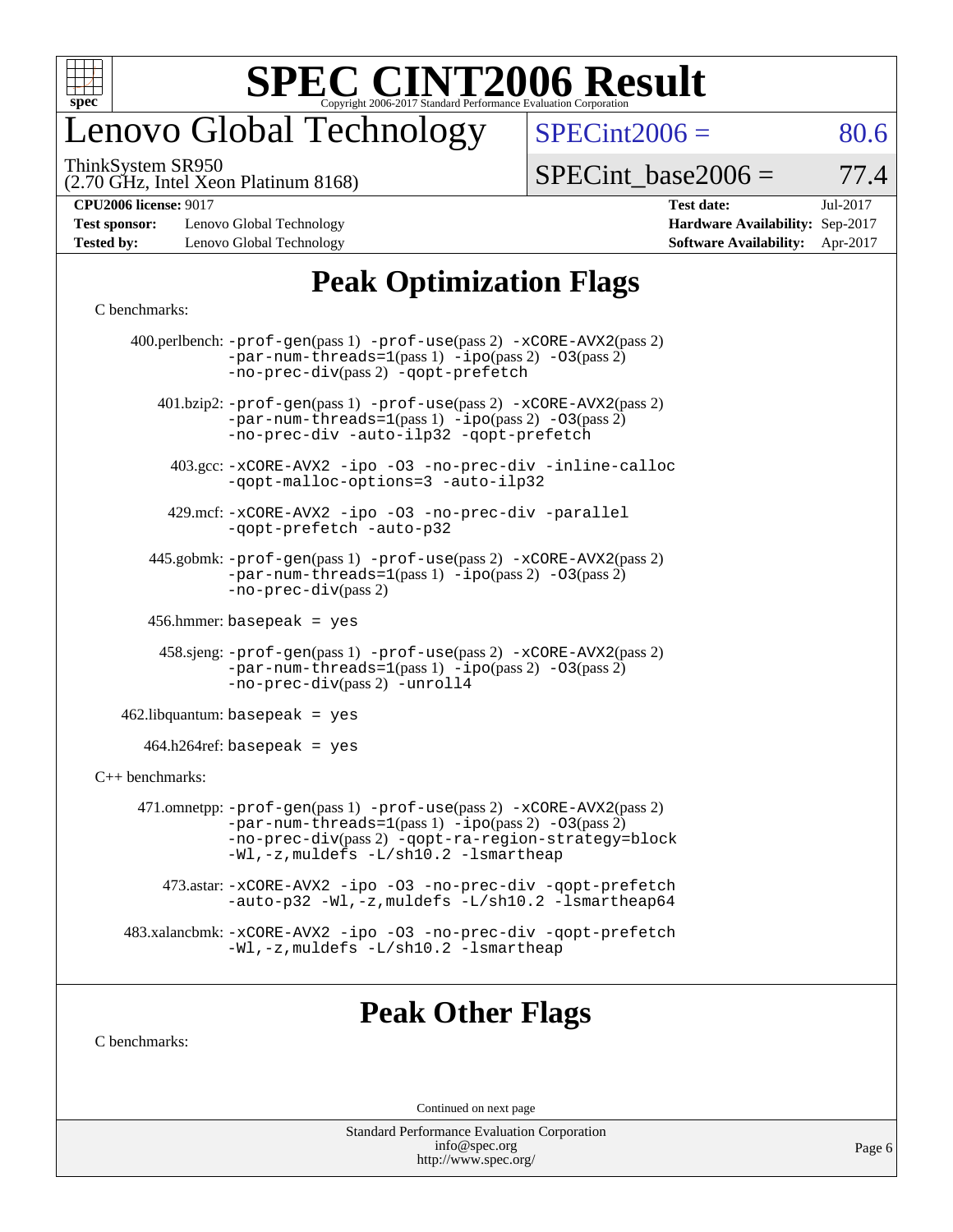# SPEC CINT2006 Result

Copyright 2006-2017 Standard Performance Evaluation Corporation

# Lenovo Global Technology

ThinkSystem SR950
(2.70 GHz, Intel Xeon Platinum 8168)

SPECint2006 = 80.6

SPECint_base2006 = 77.4

| | | | |
|---|---|---|---|
| **CPU2006 license:** 9017 | | **Test date:** | Jul-2017 |
| **Test sponsor:** | Lenovo Global Technology | **Hardware Availability:** | Sep-2017 |
| **Tested by:** | Lenovo Global Technology | **Software Availability:** | Apr-2017 |

## Peak Optimization Flags

C benchmarks:

400.perlbench: -prof-gen(pass 1) -prof-use(pass 2) -xCORE-AVX2(pass 2) -par-num-threads=1(pass 1) -ipo(pass 2) -O3(pass 2) -no-prec-div(pass 2) -qopt-prefetch

401.bzip2: -prof-gen(pass 1) -prof-use(pass 2) -xCORE-AVX2(pass 2) -par-num-threads=1(pass 1) -ipo(pass 2) -O3(pass 2) -no-prec-div -auto-ilp32 -qopt-prefetch

403.gcc: -xCORE-AVX2 -ipo -O3 -no-prec-div -inline-calloc -qopt-malloc-options=3 -auto-ilp32

429.mcf: -xCORE-AVX2 -ipo -O3 -no-prec-div -parallel -qopt-prefetch -auto-p32

445.gobmk: -prof-gen(pass 1) -prof-use(pass 2) -xCORE-AVX2(pass 2) -par-num-threads=1(pass 1) -ipo(pass 2) -O3(pass 2) -no-prec-div(pass 2)

456.hmmer: basepeak = yes

458.sjeng: -prof-gen(pass 1) -prof-use(pass 2) -xCORE-AVX2(pass 2) -par-num-threads=1(pass 1) -ipo(pass 2) -O3(pass 2) -no-prec-div(pass 2) -unroll4

462.libquantum: basepeak = yes

464.h264ref: basepeak = yes

C++ benchmarks:

471.omnetpp: -prof-gen(pass 1) -prof-use(pass 2) -xCORE-AVX2(pass 2) -par-num-threads=1(pass 1) -ipo(pass 2) -O3(pass 2) -no-prec-div(pass 2) -qopt-ra-region-strategy=block -Wl,-z,muldefs -L/sh10.2 -lsmartheap

473.astar: -xCORE-AVX2 -ipo -O3 -no-prec-div -qopt-prefetch -auto-p32 -Wl,-z,muldefs -L/sh10.2 -lsmartheap64

483.xalancbmk: -xCORE-AVX2 -ipo -O3 -no-prec-div -qopt-prefetch -Wl,-z,muldefs -L/sh10.2 -lsmartheap

## Peak Other Flags

C benchmarks:

Continued on next page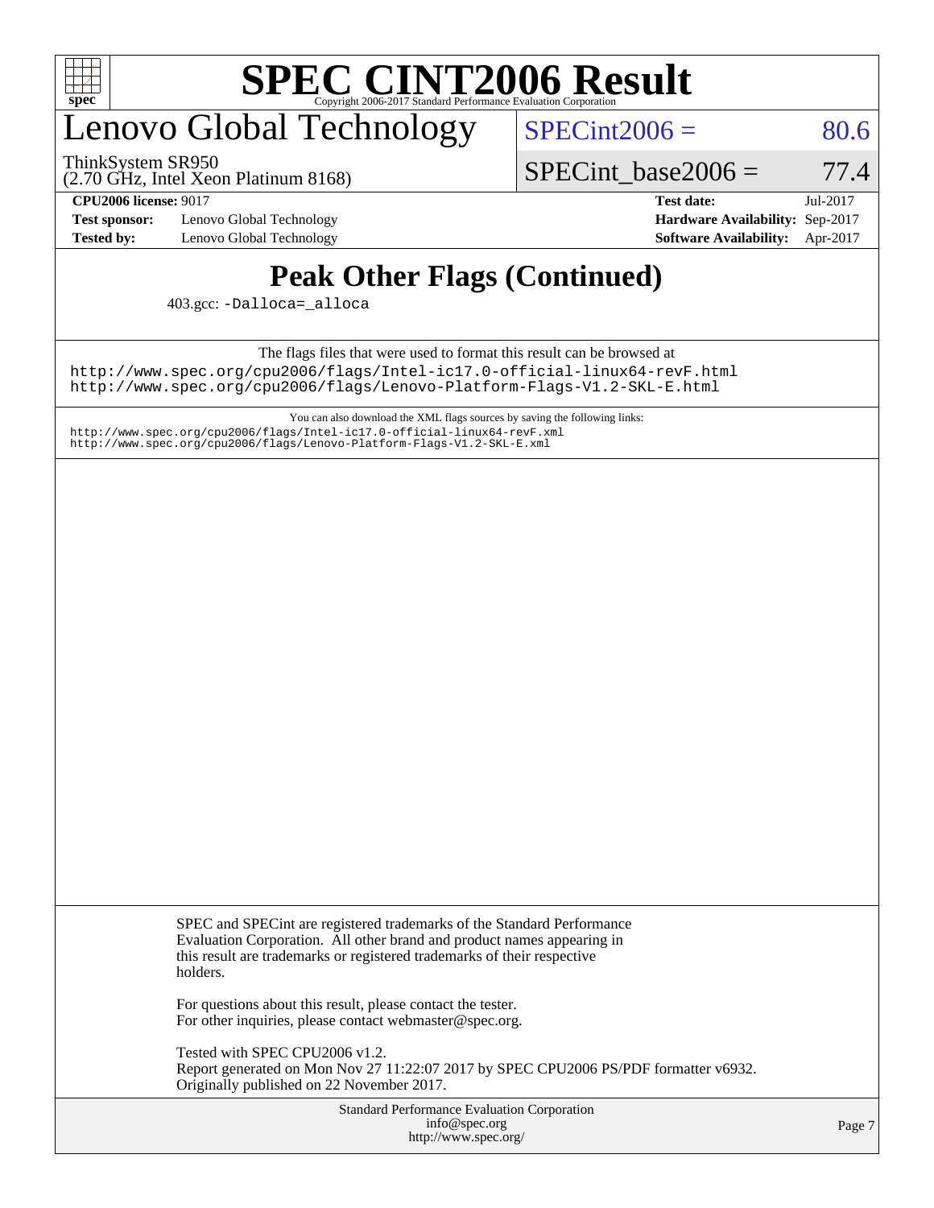# Lenovo Global Technology

ThinkSystem SR950
(2.70 GHz, Intel Xeon Platinum 8168)

SPECint2006 = 80.6

SPECint_base2006 = 77.4

**CPU2006 license:** 9017
**Test sponsor:** Lenovo Global Technology
**Tested by:** Lenovo Global Technology

**Test date:** Jul-2017
**Hardware Availability:** Sep-2017
**Software Availability:** Apr-2017

## Peak Other Flags (Continued)

403.gcc: -Dalloca=_alloca

The flags files that were used to format this result can be browsed at
http://www.spec.org/cpu2006/flags/Intel-ic17.0-official-linux64-revF.html
http://www.spec.org/cpu2006/flags/Lenovo-Platform-Flags-V1.2-SKL-E.html

You can also download the XML flags sources by saving the following links:
http://www.spec.org/cpu2006/flags/Intel-ic17.0-official-linux64-revF.xml
http://www.spec.org/cpu2006/flags/Lenovo-Platform-Flags-V1.2-SKL-E.xml

SPEC and SPECint are registered trademarks of the Standard Performance Evaluation Corporation. All other brand and product names appearing in this result are trademarks or registered trademarks of their respective holders.

For questions about this result, please contact the tester.
For other inquiries, please contact webmaster@spec.org.

Tested with SPEC CPU2006 v1.2.
Report generated on Mon Nov 27 11:22:07 2017 by SPEC CPU2006 PS/PDF formatter v6932.
Originally published on 22 November 2017.